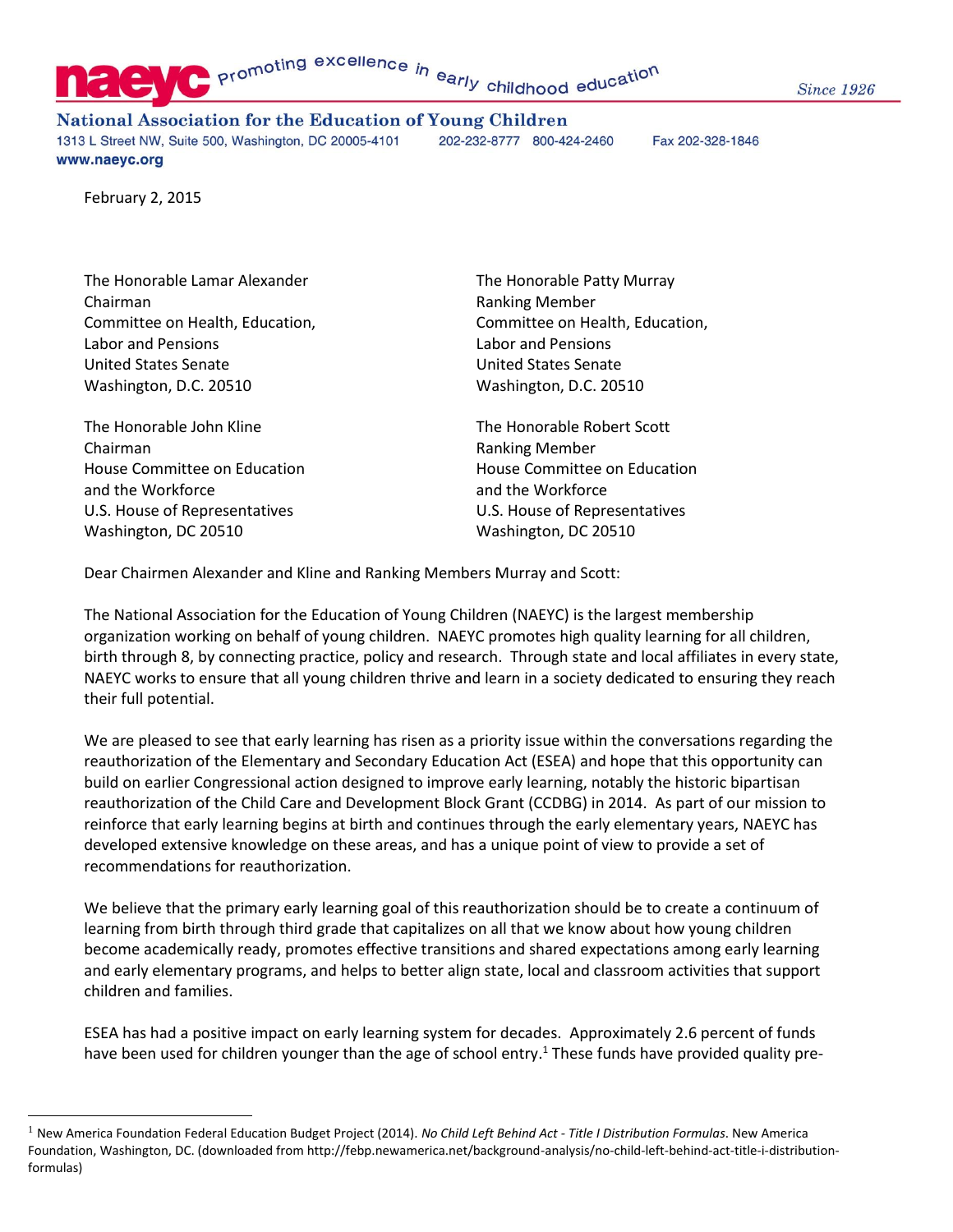naeyc promoting excellence in early childhood education — Since 1926

**National Association for the Education of Young Children**
1313 L Street NW, Suite 500, Washington, DC 20005-4101 202-232-8777 800-424-2460 Fax 202-328-1846
www.naeyc.org

February 2, 2015

The Honorable Lamar Alexander
Chairman
Committee on Health, Education, Labor and Pensions
United States Senate
Washington, D.C. 20510

The Honorable Patty Murray
Ranking Member
Committee on Health, Education, Labor and Pensions
United States Senate
Washington, D.C. 20510

The Honorable John Kline
Chairman
House Committee on Education and the Workforce
U.S. House of Representatives
Washington, DC 20510

The Honorable Robert Scott
Ranking Member
House Committee on Education and the Workforce
U.S. House of Representatives
Washington, DC 20510

Dear Chairmen Alexander and Kline and Ranking Members Murray and Scott:

The National Association for the Education of Young Children (NAEYC) is the largest membership organization working on behalf of young children. NAEYC promotes high quality learning for all children, birth through 8, by connecting practice, policy and research. Through state and local affiliates in every state, NAEYC works to ensure that all young children thrive and learn in a society dedicated to ensuring they reach their full potential.

We are pleased to see that early learning has risen as a priority issue within the conversations regarding the reauthorization of the Elementary and Secondary Education Act (ESEA) and hope that this opportunity can build on earlier Congressional action designed to improve early learning, notably the historic bipartisan reauthorization of the Child Care and Development Block Grant (CCDBG) in 2014. As part of our mission to reinforce that early learning begins at birth and continues through the early elementary years, NAEYC has developed extensive knowledge on these areas, and has a unique point of view to provide a set of recommendations for reauthorization.

We believe that the primary early learning goal of this reauthorization should be to create a continuum of learning from birth through third grade that capitalizes on all that we know about how young children become academically ready, promotes effective transitions and shared expectations among early learning and early elementary programs, and helps to better align state, local and classroom activities that support children and families.

ESEA has had a positive impact on early learning system for decades. Approximately 2.6 percent of funds have been used for children younger than the age of school entry.[1] These funds have provided quality pre-

---

[1] New America Foundation Federal Education Budget Project (2014). *No Child Left Behind Act - Title I Distribution Formulas*. New America Foundation, Washington, DC. (downloaded from http://febp.newamerica.net/background-analysis/no-child-left-behind-act-title-i-distribution-formulas)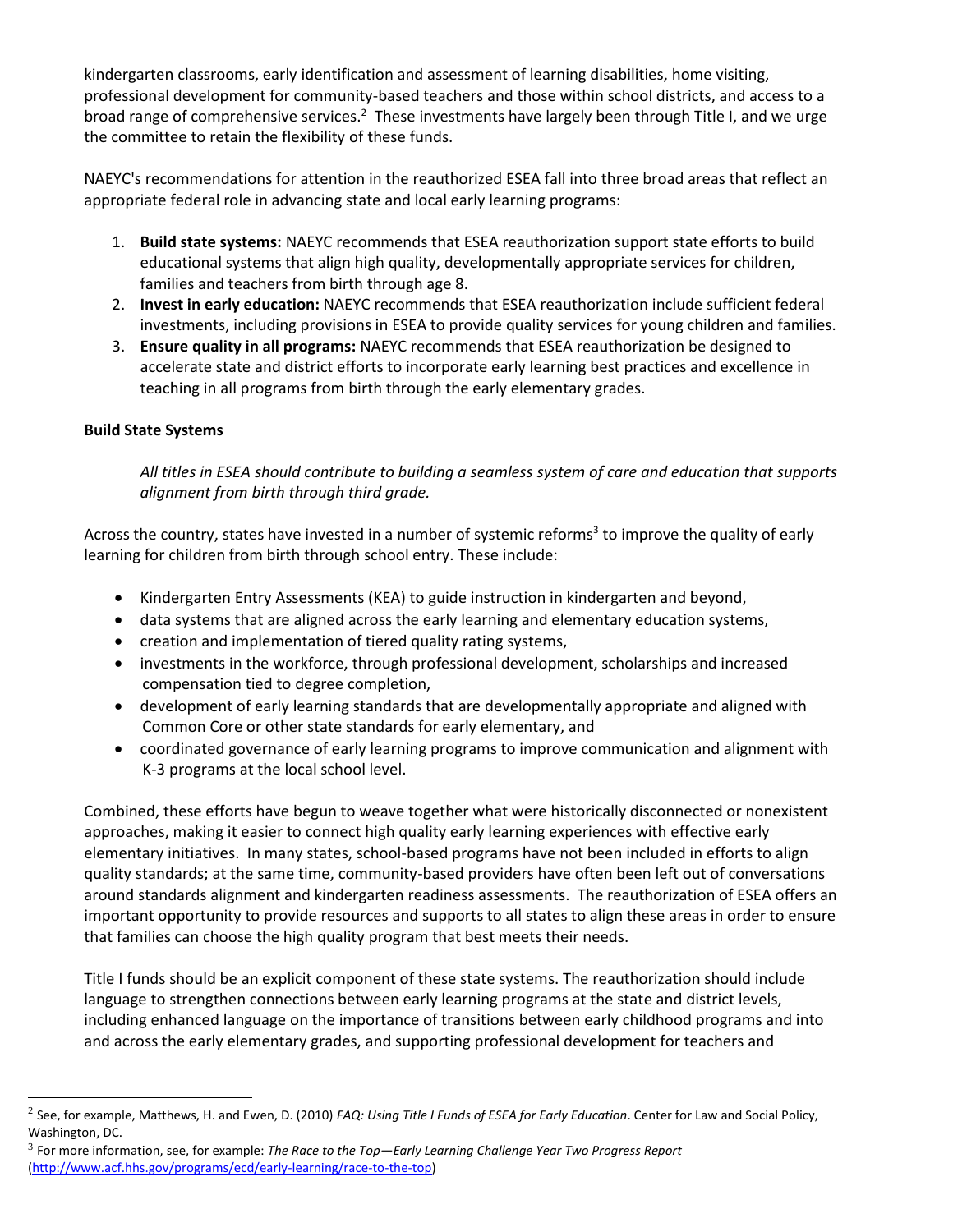kindergarten classrooms, early identification and assessment of learning disabilities, home visiting, professional development for community-based teachers and those within school districts, and access to a broad range of comprehensive services.[2] These investments have largely been through Title I, and we urge the committee to retain the flexibility of these funds.

NAEYC's recommendations for attention in the reauthorized ESEA fall into three broad areas that reflect an appropriate federal role in advancing state and local early learning programs:

1. **Build state systems:** NAEYC recommends that ESEA reauthorization support state efforts to build educational systems that align high quality, developmentally appropriate services for children, families and teachers from birth through age 8.
2. **Invest in early education:** NAEYC recommends that ESEA reauthorization include sufficient federal investments, including provisions in ESEA to provide quality services for young children and families.
3. **Ensure quality in all programs:** NAEYC recommends that ESEA reauthorization be designed to accelerate state and district efforts to incorporate early learning best practices and excellence in teaching in all programs from birth through the early elementary grades.

**Build State Systems**

> *All titles in ESEA should contribute to building a seamless system of care and education that supports alignment from birth through third grade.*

Across the country, states have invested in a number of systemic reforms[3] to improve the quality of early learning for children from birth through school entry. These include:

- Kindergarten Entry Assessments (KEA) to guide instruction in kindergarten and beyond,
- data systems that are aligned across the early learning and elementary education systems,
- creation and implementation of tiered quality rating systems,
- investments in the workforce, through professional development, scholarships and increased compensation tied to degree completion,
- development of early learning standards that are developmentally appropriate and aligned with Common Core or other state standards for early elementary, and
- coordinated governance of early learning programs to improve communication and alignment with K-3 programs at the local school level.

Combined, these efforts have begun to weave together what were historically disconnected or nonexistent approaches, making it easier to connect high quality early learning experiences with effective early elementary initiatives. In many states, school-based programs have not been included in efforts to align quality standards; at the same time, community-based providers have often been left out of conversations around standards alignment and kindergarten readiness assessments. The reauthorization of ESEA offers an important opportunity to provide resources and supports to all states to align these areas in order to ensure that families can choose the high quality program that best meets their needs.

Title I funds should be an explicit component of these state systems. The reauthorization should include language to strengthen connections between early learning programs at the state and district levels, including enhanced language on the importance of transitions between early childhood programs and into and across the early elementary grades, and supporting professional development for teachers and

---

[2] See, for example, Matthews, H. and Ewen, D. (2010) *FAQ: Using Title I Funds of ESEA for Early Education*. Center for Law and Social Policy, Washington, DC.

[3] For more information, see, for example: *The Race to the Top—Early Learning Challenge Year Two Progress Report* (http://www.acf.hhs.gov/programs/ecd/early-learning/race-to-the-top)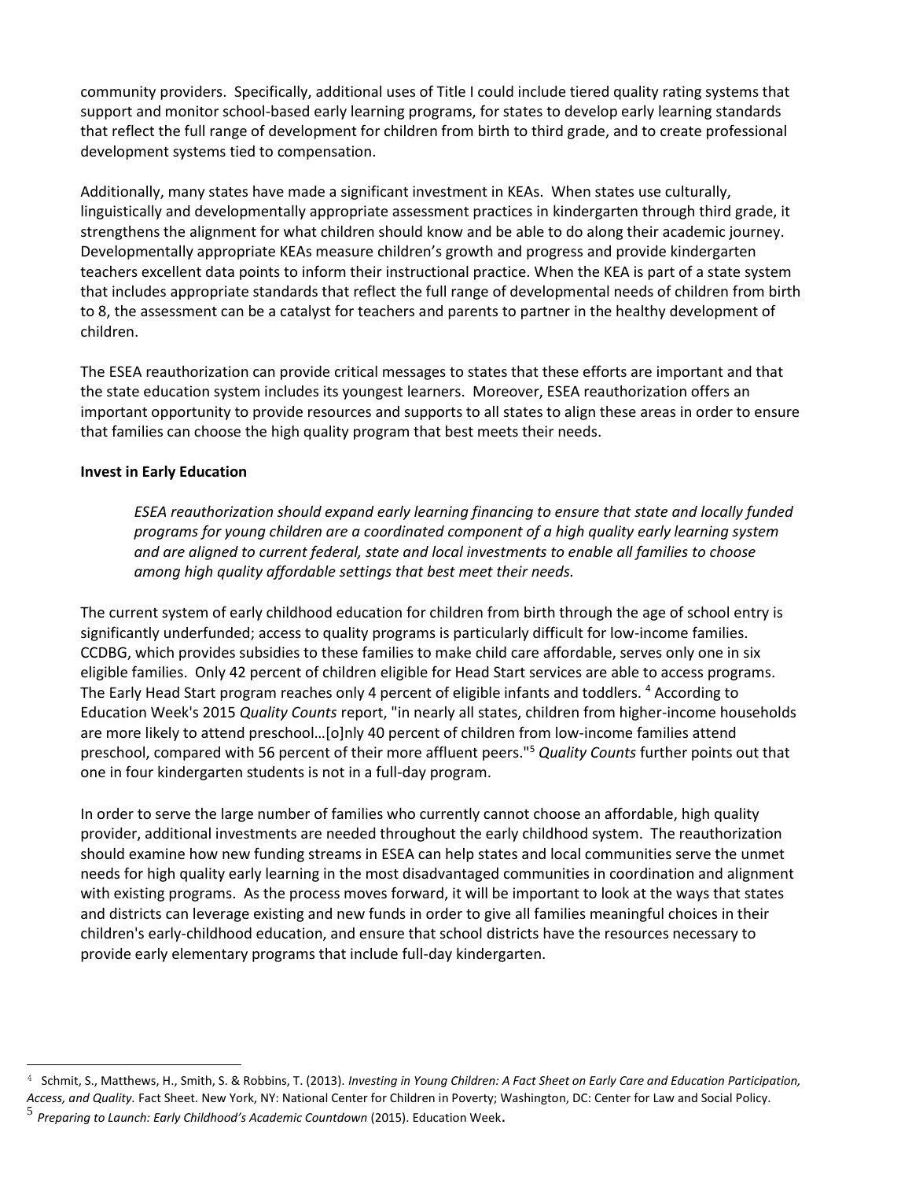community providers. Specifically, additional uses of Title I could include tiered quality rating systems that support and monitor school-based early learning programs, for states to develop early learning standards that reflect the full range of development for children from birth to third grade, and to create professional development systems tied to compensation.

Additionally, many states have made a significant investment in KEAs. When states use culturally, linguistically and developmentally appropriate assessment practices in kindergarten through third grade, it strengthens the alignment for what children should know and be able to do along their academic journey. Developmentally appropriate KEAs measure children's growth and progress and provide kindergarten teachers excellent data points to inform their instructional practice. When the KEA is part of a state system that includes appropriate standards that reflect the full range of developmental needs of children from birth to 8, the assessment can be a catalyst for teachers and parents to partner in the healthy development of children.

The ESEA reauthorization can provide critical messages to states that these efforts are important and that the state education system includes its youngest learners. Moreover, ESEA reauthorization offers an important opportunity to provide resources and supports to all states to align these areas in order to ensure that families can choose the high quality program that best meets their needs.

**Invest in Early Education**

> *ESEA reauthorization should expand early learning financing to ensure that state and locally funded programs for young children are a coordinated component of a high quality early learning system and are aligned to current federal, state and local investments to enable all families to choose among high quality affordable settings that best meet their needs.*

The current system of early childhood education for children from birth through the age of school entry is significantly underfunded; access to quality programs is particularly difficult for low-income families. CCDBG, which provides subsidies to these families to make child care affordable, serves only one in six eligible families. Only 42 percent of children eligible for Head Start services are able to access programs. The Early Head Start program reaches only 4 percent of eligible infants and toddlers. [4] According to Education Week's 2015 *Quality Counts* report, "in nearly all states, children from higher-income households are more likely to attend preschool…[o]nly 40 percent of children from low-income families attend preschool, compared with 56 percent of their more affluent peers."[5] *Quality Counts* further points out that one in four kindergarten students is not in a full-day program.

In order to serve the large number of families who currently cannot choose an affordable, high quality provider, additional investments are needed throughout the early childhood system. The reauthorization should examine how new funding streams in ESEA can help states and local communities serve the unmet needs for high quality early learning in the most disadvantaged communities in coordination and alignment with existing programs. As the process moves forward, it will be important to look at the ways that states and districts can leverage existing and new funds in order to give all families meaningful choices in their children's early-childhood education, and ensure that school districts have the resources necessary to provide early elementary programs that include full-day kindergarten.

---

[4] Schmit, S., Matthews, H., Smith, S. & Robbins, T. (2013). *Investing in Young Children: A Fact Sheet on Early Care and Education Participation, Access, and Quality.* Fact Sheet. New York, NY: National Center for Children in Poverty; Washington, DC: Center for Law and Social Policy.

[5] *Preparing to Launch: Early Childhood's Academic Countdown* (2015). Education Week.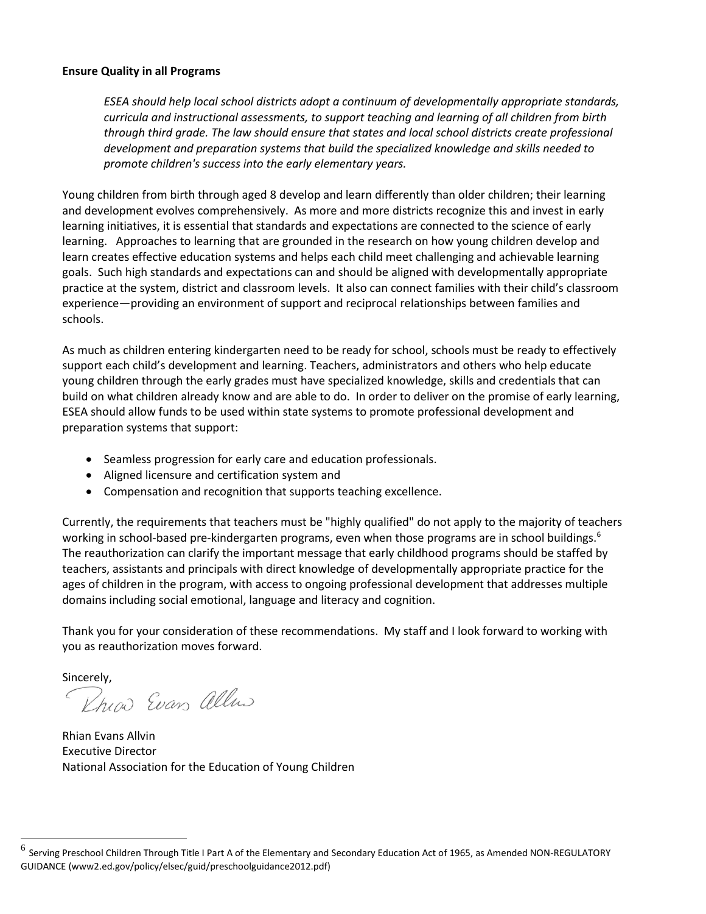**Ensure Quality in all Programs**

> *ESEA should help local school districts adopt a continuum of developmentally appropriate standards, curricula and instructional assessments, to support teaching and learning of all children from birth through third grade. The law should ensure that states and local school districts create professional development and preparation systems that build the specialized knowledge and skills needed to promote children's success into the early elementary years.*

Young children from birth through aged 8 develop and learn differently than older children; their learning and development evolves comprehensively. As more and more districts recognize this and invest in early learning initiatives, it is essential that standards and expectations are connected to the science of early learning. Approaches to learning that are grounded in the research on how young children develop and learn creates effective education systems and helps each child meet challenging and achievable learning goals. Such high standards and expectations can and should be aligned with developmentally appropriate practice at the system, district and classroom levels. It also can connect families with their child's classroom experience—providing an environment of support and reciprocal relationships between families and schools.

As much as children entering kindergarten need to be ready for school, schools must be ready to effectively support each child's development and learning. Teachers, administrators and others who help educate young children through the early grades must have specialized knowledge, skills and credentials that can build on what children already know and are able to do. In order to deliver on the promise of early learning, ESEA should allow funds to be used within state systems to promote professional development and preparation systems that support:

- Seamless progression for early care and education professionals.
- Aligned licensure and certification system and
- Compensation and recognition that supports teaching excellence.

Currently, the requirements that teachers must be "highly qualified" do not apply to the majority of teachers working in school-based pre-kindergarten programs, even when those programs are in school buildings.[6] The reauthorization can clarify the important message that early childhood programs should be staffed by teachers, assistants and principals with direct knowledge of developmentally appropriate practice for the ages of children in the program, with access to ongoing professional development that addresses multiple domains including social emotional, language and literacy and cognition.

Thank you for your consideration of these recommendations. My staff and I look forward to working with you as reauthorization moves forward.

Sincerely,

Rhian Evans Allvin

Rhian Evans Allvin
Executive Director
National Association for the Education of Young Children

---

[6] Serving Preschool Children Through Title I Part A of the Elementary and Secondary Education Act of 1965, as Amended NON-REGULATORY GUIDANCE (www2.ed.gov/policy/elsec/guid/preschoolguidance2012.pdf)